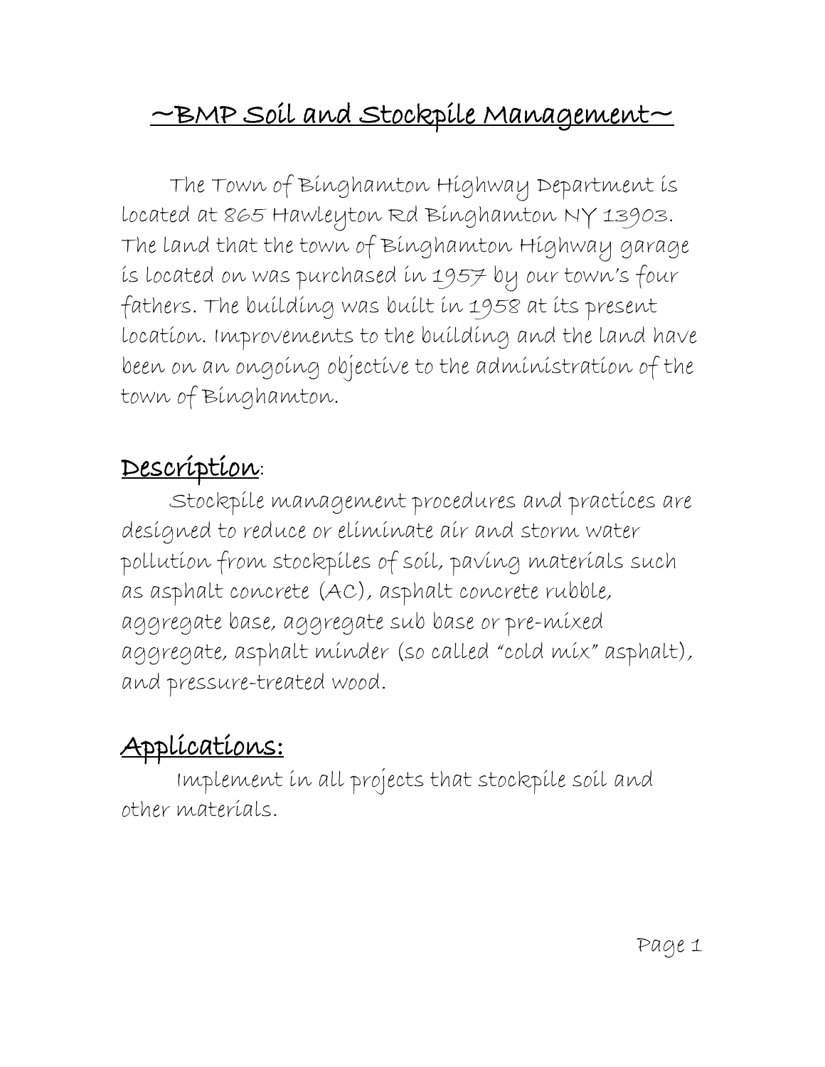# ~BMP Soil and Stockpile Management~

The Town of Binghamton Highway Department is located at 865 Hawleyton Rd Binghamton NY 13903. The land that the town of Binghamton Highway garage is located on was purchased in 1957 by our town's four fathers. The building was built in 1958 at its present location. Improvements to the building and the land have been on an ongoing objective to the administration of the town of Binghamton.

## Description:

Stockpile management procedures and practices are designed to reduce or eliminate air and storm water pollution from stockpiles of soil, paving materials such as asphalt concrete (AC), asphalt concrete rubble, aggregate base, aggregate sub base or pre-mixed aggregate, asphalt minder (so called "cold mix" asphalt), and pressure-treated wood.

## Applications:

Implement in all projects that stockpile soil and other materials.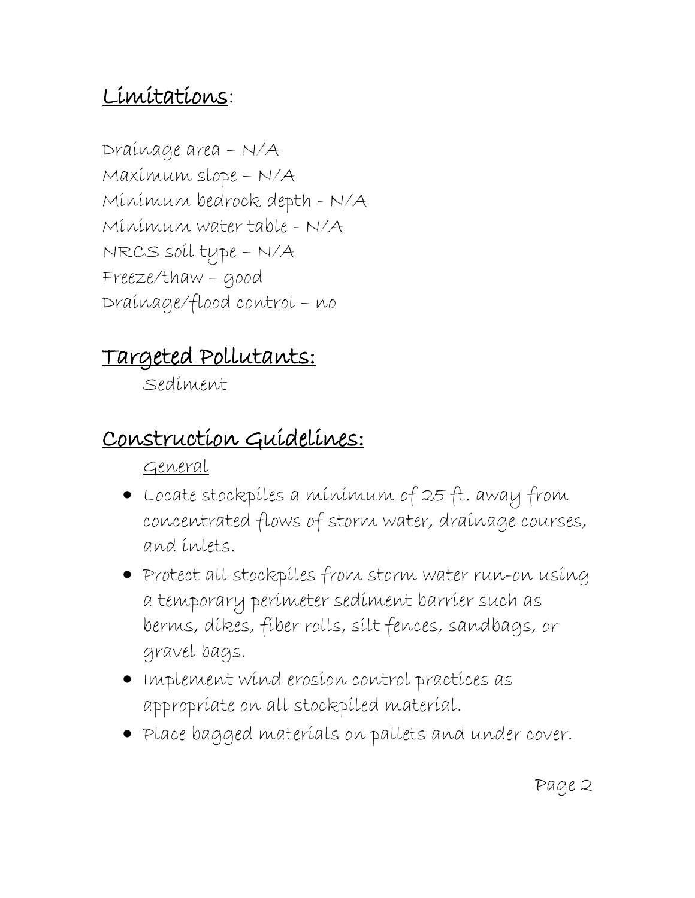## Limitations:

Drainage area – N/A
Maximum slope – N/A
Minimum bedrock depth - N/A
Minimum water table - N/A
NRCS soil type – N/A
Freeze/thaw – good
Drainage/flood control – no

## Targeted Pollutants:

Sediment

## Construction Guidelines:

General

- Locate stockpiles a minimum of 25 ft. away from concentrated flows of storm water, drainage courses, and inlets.
- Protect all stockpiles from storm water run-on using a temporary perimeter sediment barrier such as berms, dikes, fiber rolls, silt fences, sandbags, or gravel bags.
- Implement wind erosion control practices as appropriate on all stockpiled material.
- Place bagged materials on pallets and under cover.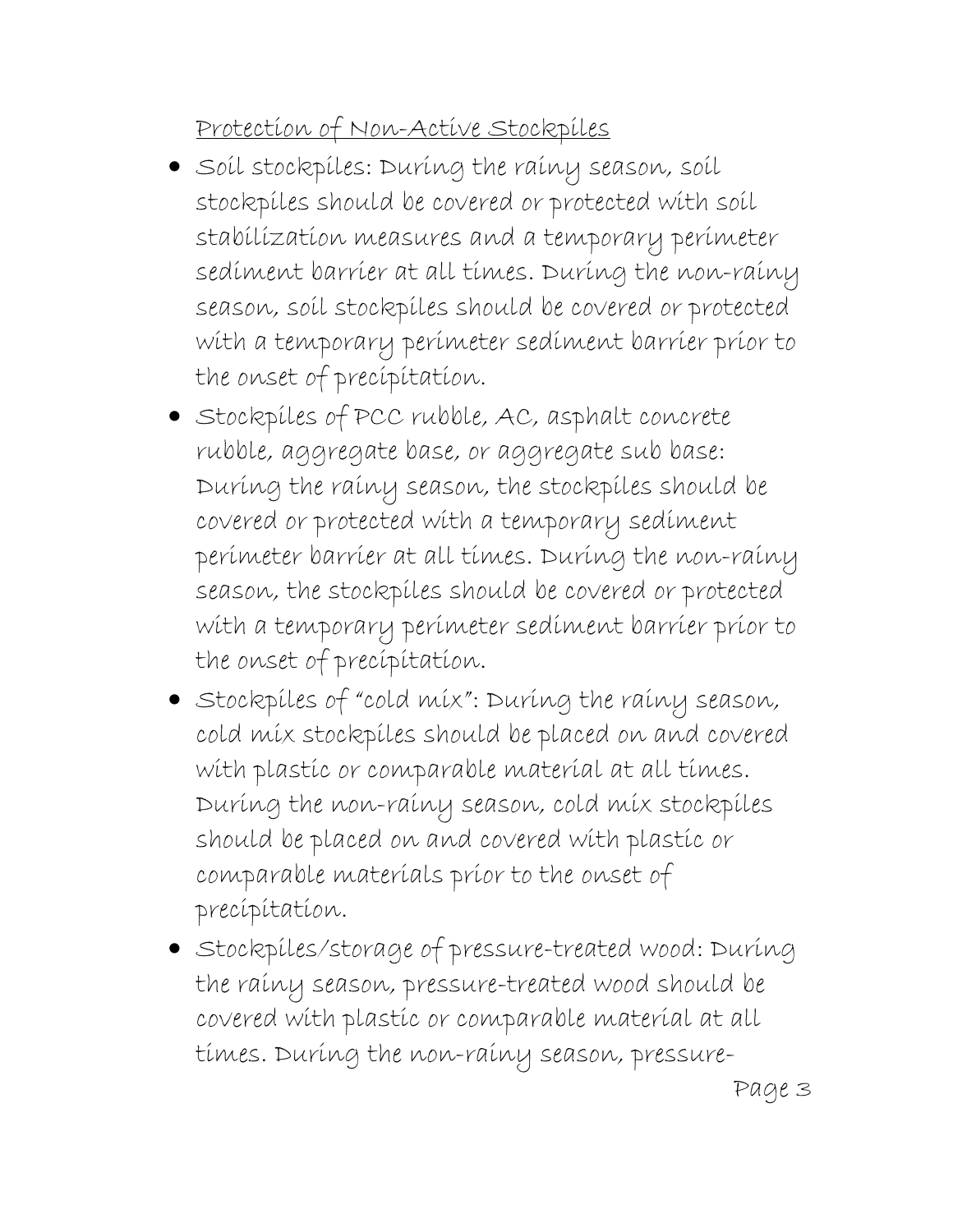Protection of Non-Active Stockpiles

- Soil stockpiles: During the rainy season, soil stockpiles should be covered or protected with soil stabilization measures and a temporary perimeter sediment barrier at all times. During the non-rainy season, soil stockpiles should be covered or protected with a temporary perimeter sediment barrier prior to the onset of precipitation.
- Stockpiles of PCC rubble, AC, asphalt concrete rubble, aggregate base, or aggregate sub base: During the rainy season, the stockpiles should be covered or protected with a temporary sediment perimeter barrier at all times. During the non-rainy season, the stockpiles should be covered or protected with a temporary perimeter sediment barrier prior to the onset of precipitation.
- Stockpiles of "cold mix": During the rainy season, cold mix stockpiles should be placed on and covered with plastic or comparable material at all times. During the non-rainy season, cold mix stockpiles should be placed on and covered with plastic or comparable materials prior to the onset of precipitation.
- Stockpiles/storage of pressure-treated wood: During the rainy season, pressure-treated wood should be covered with plastic or comparable material at all times. During the non-rainy season, pressure-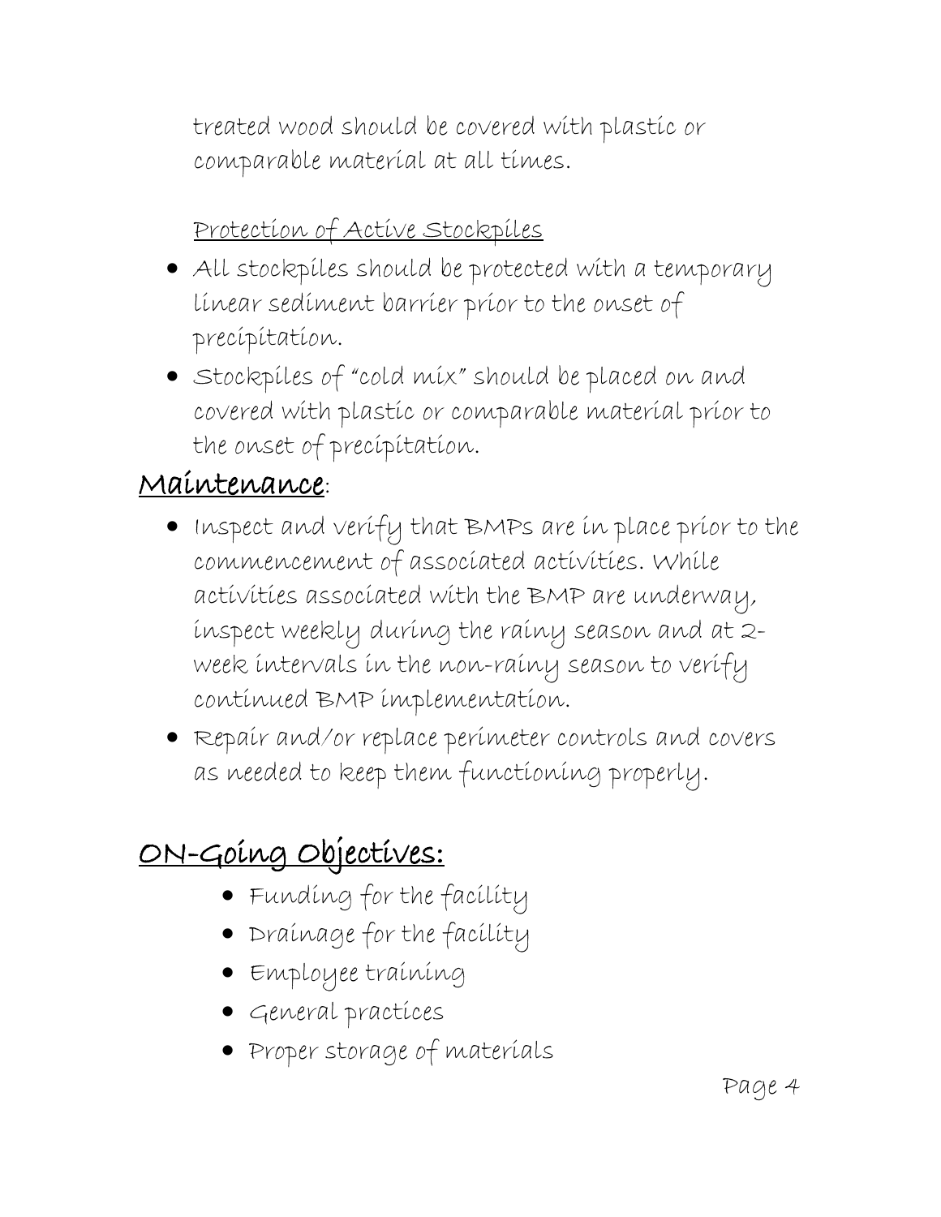treated wood should be covered with plastic or comparable material at all times.

Protection of Active Stockpiles

- All stockpiles should be protected with a temporary linear sediment barrier prior to the onset of precipitation.
- Stockpiles of "cold mix" should be placed on and covered with plastic or comparable material prior to the onset of precipitation.

## Maintenance:

- Inspect and verify that BMPs are in place prior to the commencement of associated activities. While activities associated with the BMP are underway, inspect weekly during the rainy season and at 2-week intervals in the non-rainy season to verify continued BMP implementation.
- Repair and/or replace perimeter controls and covers as needed to keep them functioning properly.

## ON-Going Objectives:

- Funding for the facility
- Drainage for the facility
- Employee training
- General practices
- Proper storage of materials